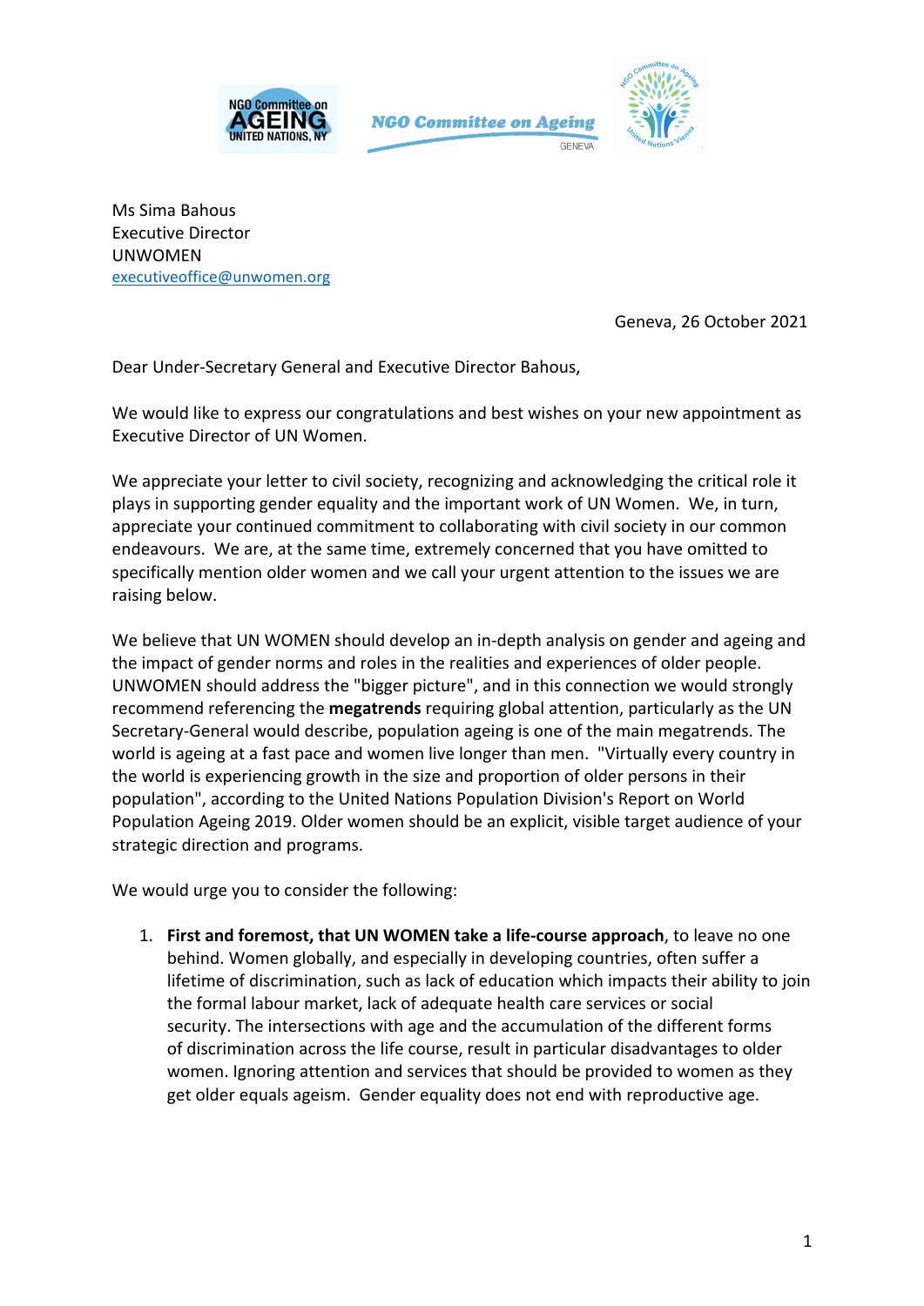Ms Sima Bahous
Executive Director
UNWOMEN
executiveoffice@unwomen.org

Geneva, 26 October 2021

Dear Under-Secretary General and Executive Director Bahous,

We would like to express our congratulations and best wishes on your new appointment as Executive Director of UN Women.

We appreciate your letter to civil society, recognizing and acknowledging the critical role it plays in supporting gender equality and the important work of UN Women. We, in turn, appreciate your continued commitment to collaborating with civil society in our common endeavours. We are, at the same time, extremely concerned that you have omitted to specifically mention older women and we call your urgent attention to the issues we are raising below.

We believe that UN WOMEN should develop an in-depth analysis on gender and ageing and the impact of gender norms and roles in the realities and experiences of older people. UNWOMEN should address the "bigger picture", and in this connection we would strongly recommend referencing the **megatrends** requiring global attention, particularly as the UN Secretary-General would describe, population ageing is one of the main megatrends. The world is ageing at a fast pace and women live longer than men. "Virtually every country in the world is experiencing growth in the size and proportion of older persons in their population", according to the United Nations Population Division's Report on World Population Ageing 2019. Older women should be an explicit, visible target audience of your strategic direction and programs.

We would urge you to consider the following:

1. **First and foremost, that UN WOMEN take a life-course approach**, to leave no one behind. Women globally, and especially in developing countries, often suffer a lifetime of discrimination, such as lack of education which impacts their ability to join the formal labour market, lack of adequate health care services or social security. The intersections with age and the accumulation of the different forms of discrimination across the life course, result in particular disadvantages to older women. Ignoring attention and services that should be provided to women as they get older equals ageism. Gender equality does not end with reproductive age.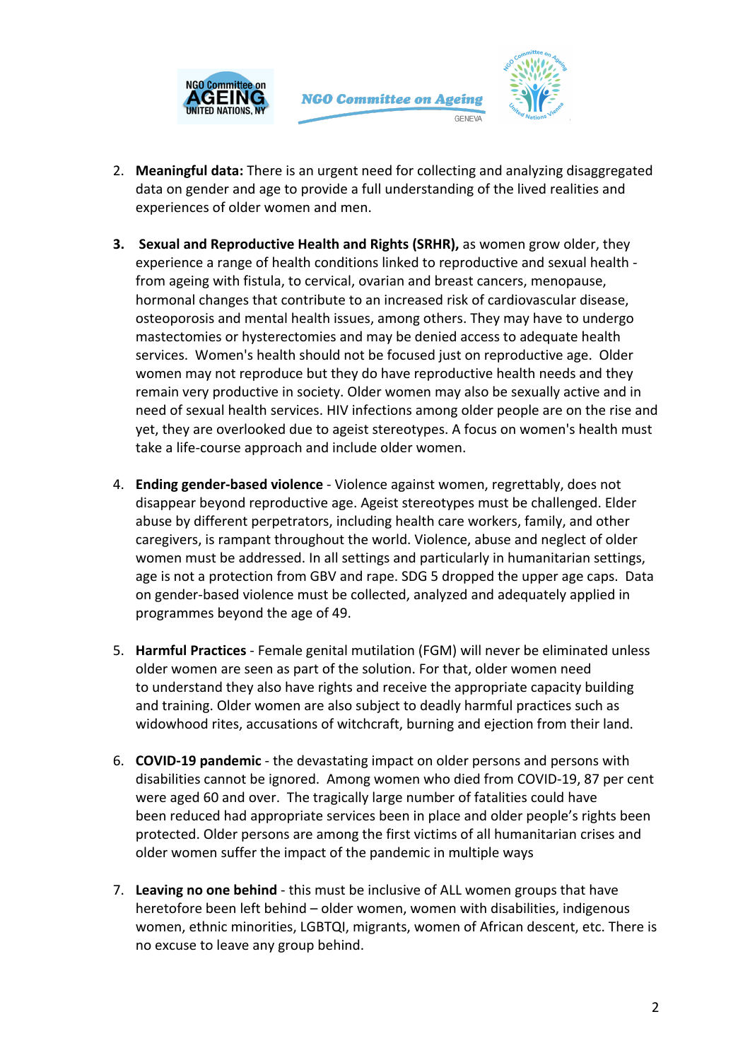2. **Meaningful data:** There is an urgent need for collecting and analyzing disaggregated data on gender and age to provide a full understanding of the lived realities and experiences of older women and men.

3. **Sexual and Reproductive Health and Rights (SRHR),** as women grow older, they experience a range of health conditions linked to reproductive and sexual health - from ageing with fistula, to cervical, ovarian and breast cancers, menopause, hormonal changes that contribute to an increased risk of cardiovascular disease, osteoporosis and mental health issues, among others. They may have to undergo mastectomies or hysterectomies and may be denied access to adequate health services. Women's health should not be focused just on reproductive age. Older women may not reproduce but they do have reproductive health needs and they remain very productive in society. Older women may also be sexually active and in need of sexual health services. HIV infections among older people are on the rise and yet, they are overlooked due to ageist stereotypes. A focus on women's health must take a life-course approach and include older women.

4. **Ending gender-based violence** - Violence against women, regrettably, does not disappear beyond reproductive age. Ageist stereotypes must be challenged. Elder abuse by different perpetrators, including health care workers, family, and other caregivers, is rampant throughout the world. Violence, abuse and neglect of older women must be addressed. In all settings and particularly in humanitarian settings, age is not a protection from GBV and rape. SDG 5 dropped the upper age caps. Data on gender-based violence must be collected, analyzed and adequately applied in programmes beyond the age of 49.

5. **Harmful Practices** - Female genital mutilation (FGM) will never be eliminated unless older women are seen as part of the solution. For that, older women need to understand they also have rights and receive the appropriate capacity building and training. Older women are also subject to deadly harmful practices such as widowhood rites, accusations of witchcraft, burning and ejection from their land.

6. **COVID-19 pandemic** - the devastating impact on older persons and persons with disabilities cannot be ignored. Among women who died from COVID-19, 87 per cent were aged 60 and over. The tragically large number of fatalities could have been reduced had appropriate services been in place and older people's rights been protected. Older persons are among the first victims of all humanitarian crises and older women suffer the impact of the pandemic in multiple ways

7. **Leaving no one behind** - this must be inclusive of ALL women groups that have heretofore been left behind – older women, women with disabilities, indigenous women, ethnic minorities, LGBTQI, migrants, women of African descent, etc. There is no excuse to leave any group behind.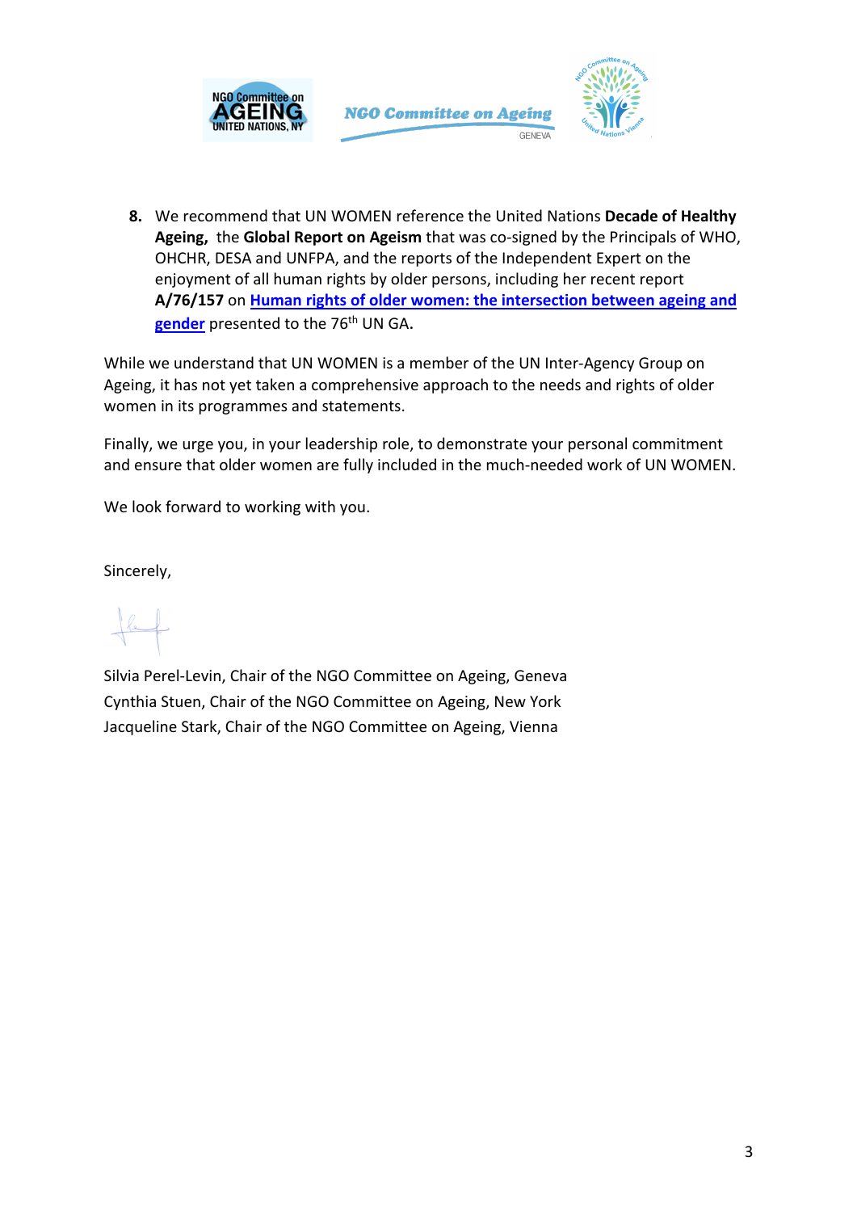8. We recommend that UN WOMEN reference the United Nations **Decade of Healthy Ageing,** the **Global Report on Ageism** that was co-signed by the Principals of WHO, OHCHR, DESA and UNFPA, and the reports of the Independent Expert on the enjoyment of all human rights by older persons, including her recent report **A/76/157** on **Human rights of older women: the intersection between ageing and gender** presented to the 76th UN GA.

While we understand that UN WOMEN is a member of the UN Inter-Agency Group on Ageing, it has not yet taken a comprehensive approach to the needs and rights of older women in its programmes and statements.

Finally, we urge you, in your leadership role, to demonstrate your personal commitment and ensure that older women are fully included in the much-needed work of UN WOMEN.

We look forward to working with you.

Sincerely,

Silvia Perel-Levin, Chair of the NGO Committee on Ageing, Geneva
Cynthia Stuen, Chair of the NGO Committee on Ageing, New York
Jacqueline Stark, Chair of the NGO Committee on Ageing, Vienna